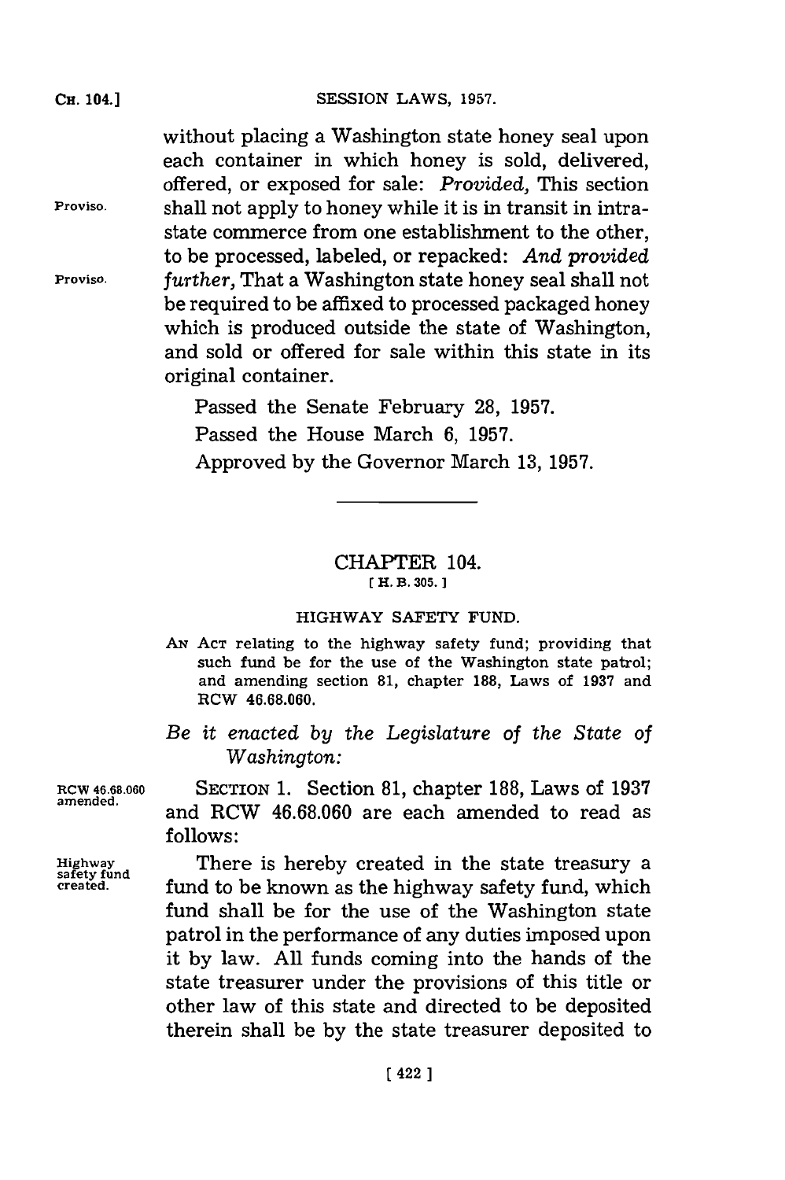without placing a Washington state honey seal upon each container in which honey is sold, delivered, offered, or exposed for sale: *Provided,* This section shall not apply to honey while it is in transit in intrastate commerce from one establishment to the other, to be processed, labeled, or repacked: *And provided further,* That a Washington state honey seal shall not be required to be affixed to processed packaged honey which is produced outside the state of Washington, and sold or offered for sale within this state in its original container.

Passed the Senate February 28, 1957.

Passed the House March 6, 1957.

Approved by the Governor March 13, 1957.

---

## CHAPTER 104.

[H. B. 305.]

### HIGHWAY SAFETY FUND.

AN ACT relating to the highway safety fund; providing that such fund be for the use of the Washington state patrol; and amending section 81, chapter 188, Laws of 1937 and RCW 46.68.060.

*Be it enacted by the Legislature of the State of Washington:*

SECTION 1. Section 81, chapter 188, Laws of 1937 and RCW 46.68.060 are each amended to read as follows:

There is hereby created in the state treasury a fund to be known as the highway safety fund, which fund shall be for the use of the Washington state patrol in the performance of any duties imposed upon it by law. All funds coming into the hands of the state treasurer under the provisions of this title or other law of this state and directed to be deposited therein shall be by the state treasurer deposited to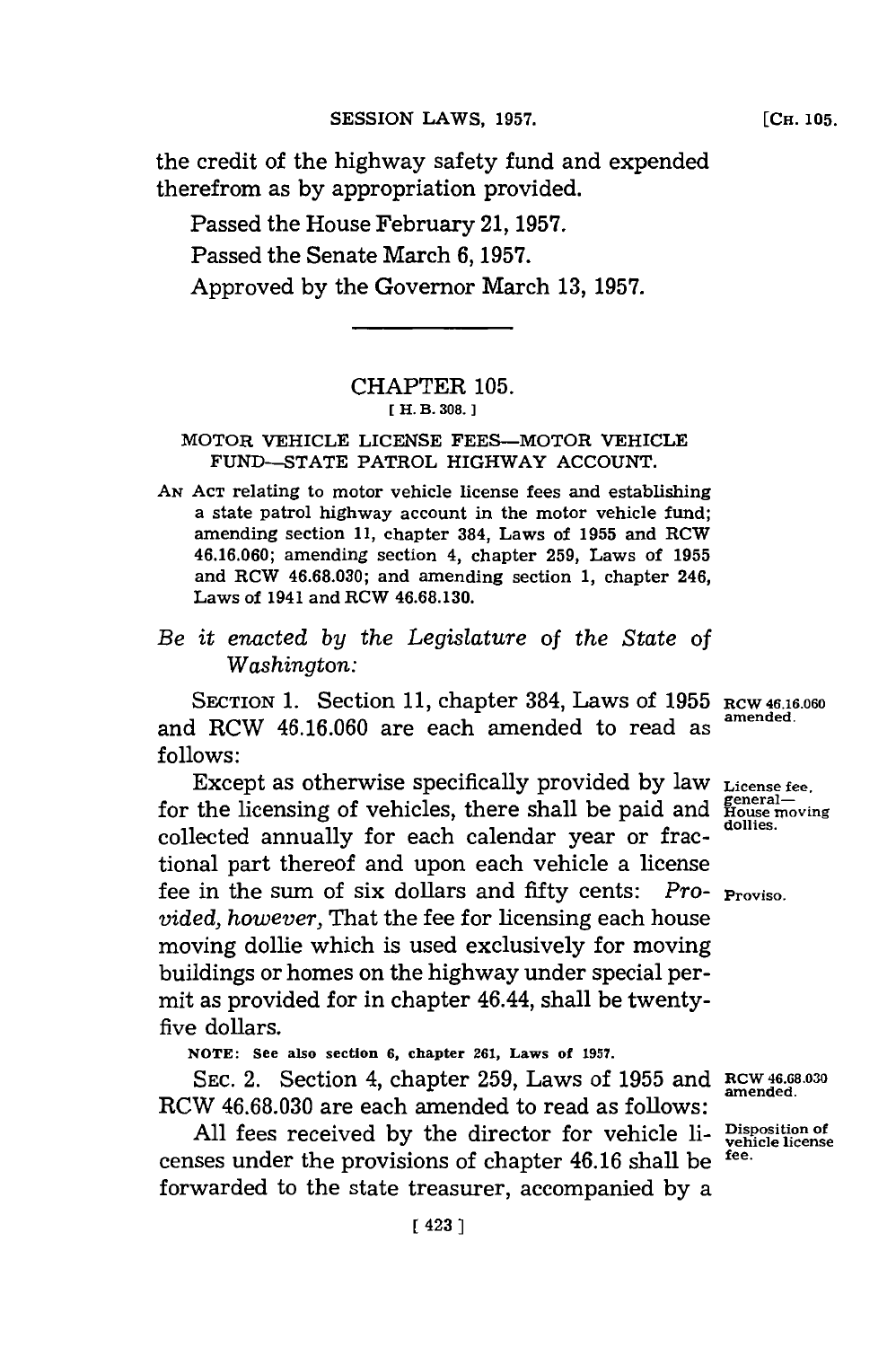the credit of the highway safety fund and expended therefrom as by appropriation provided.

Passed the House February 21, 1957.

Passed the Senate March 6, 1957.

Approved by the Governor March 13, 1957.

## CHAPTER 105.

[ H. B. 308. ]

### MOTOR VEHICLE LICENSE FEES—MOTOR VEHICLE FUND—STATE PATROL HIGHWAY ACCOUNT.

AN ACT relating to motor vehicle license fees and establishing a state patrol highway account in the motor vehicle fund; amending section 11, chapter 384, Laws of 1955 and RCW 46.16.060; amending section 4, chapter 259, Laws of 1955 and RCW 46.68.030; and amending section 1, chapter 246, Laws of 1941 and RCW 46.68.130.

*Be it enacted by the Legislature of the State of Washington:*

SECTION 1. Section 11, chapter 384, Laws of 1955 and RCW 46.16.060 are each amended to read as follows:

RCW 46.16.060 amended.

Except as otherwise specifically provided by law for the licensing of vehicles, there shall be paid and collected annually for each calendar year or fractional part thereof and upon each vehicle a license fee in the sum of six dollars and fifty cents: *Provided, however,* That the fee for licensing each house moving dollie which is used exclusively for moving buildings or homes on the highway under special permit as provided for in chapter 46.44, shall be twenty-five dollars.

License fee, general—House moving dollies.

Proviso.

NOTE: See also section 6, chapter 261, Laws of 1957.

SEC. 2. Section 4, chapter 259, Laws of 1955 and RCW 46.68.030 are each amended to read as follows:

RCW 46.68.030 amended.

All fees received by the director for vehicle licenses under the provisions of chapter 46.16 shall be forwarded to the state treasurer, accompanied by a

Disposition of vehicle license fee.